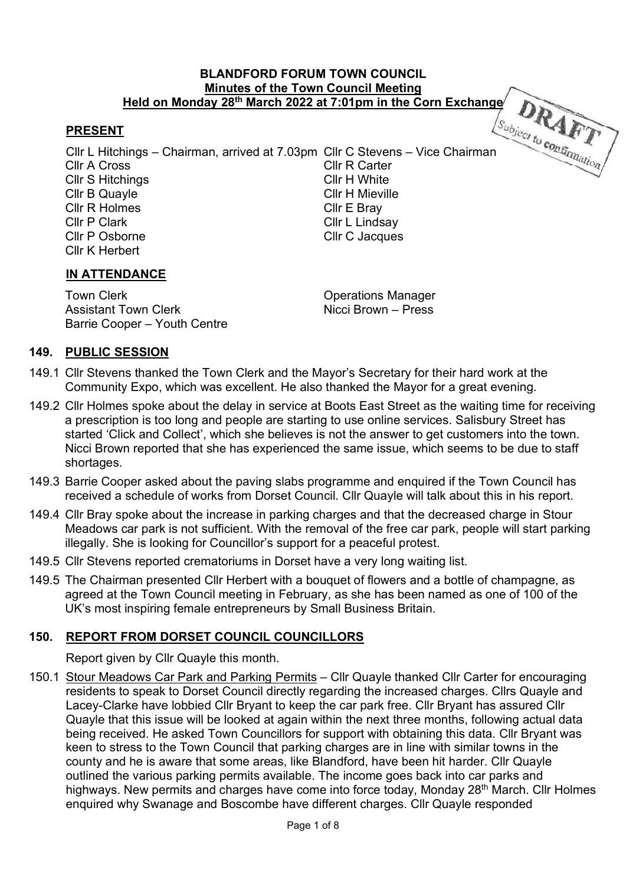**BLANDFORD FORUM TOWN COUNCIL**
**Minutes of the Town Council Meeting**
**Held on Monday 28th March 2022 at 7:01pm in the Corn Exchange**

DRAFT
Subject to confirmation

## PRESENT

Cllr L Hitchings – Chairman, arrived at 7.03pm
Cllr C Stevens – Vice Chairman
Cllr A Cross
Cllr R Carter
Cllr S Hitchings
Cllr H White
Cllr B Quayle
Cllr H Mieville
Cllr R Holmes
Cllr E Bray
Cllr P Clark
Cllr L Lindsay
Cllr P Osborne
Cllr C Jacques
Cllr K Herbert

## IN ATTENDANCE

Town Clerk
Operations Manager
Assistant Town Clerk
Nicci Brown – Press
Barrie Cooper – Youth Centre

## 149. PUBLIC SESSION

149.1 Cllr Stevens thanked the Town Clerk and the Mayor's Secretary for their hard work at the Community Expo, which was excellent. He also thanked the Mayor for a great evening.

149.2 Cllr Holmes spoke about the delay in service at Boots East Street as the waiting time for receiving a prescription is too long and people are starting to use online services. Salisbury Street has started 'Click and Collect', which she believes is not the answer to get customers into the town. Nicci Brown reported that she has experienced the same issue, which seems to be due to staff shortages.

149.3 Barrie Cooper asked about the paving slabs programme and enquired if the Town Council has received a schedule of works from Dorset Council. Cllr Quayle will talk about this in his report.

149.4 Cllr Bray spoke about the increase in parking charges and that the decreased charge in Stour Meadows car park is not sufficient. With the removal of the free car park, people will start parking illegally. She is looking for Councillor's support for a peaceful protest.

149.5 Cllr Stevens reported crematoriums in Dorset have a very long waiting list.

149.5 The Chairman presented Cllr Herbert with a bouquet of flowers and a bottle of champagne, as agreed at the Town Council meeting in February, as she has been named as one of 100 of the UK's most inspiring female entrepreneurs by Small Business Britain.

## 150. REPORT FROM DORSET COUNCIL COUNCILLORS

Report given by Cllr Quayle this month.

150.1 Stour Meadows Car Park and Parking Permits – Cllr Quayle thanked Cllr Carter for encouraging residents to speak to Dorset Council directly regarding the increased charges. Cllrs Quayle and Lacey-Clarke have lobbied Cllr Bryant to keep the car park free. Cllr Bryant has assured Cllr Quayle that this issue will be looked at again within the next three months, following actual data being received. He asked Town Councillors for support with obtaining this data. Cllr Bryant was keen to stress to the Town Council that parking charges are in line with similar towns in the county and he is aware that some areas, like Blandford, have been hit harder. Cllr Quayle outlined the various parking permits available. The income goes back into car parks and highways. New permits and charges have come into force today, Monday 28th March. Cllr Holmes enquired why Swanage and Boscombe have different charges. Cllr Quayle responded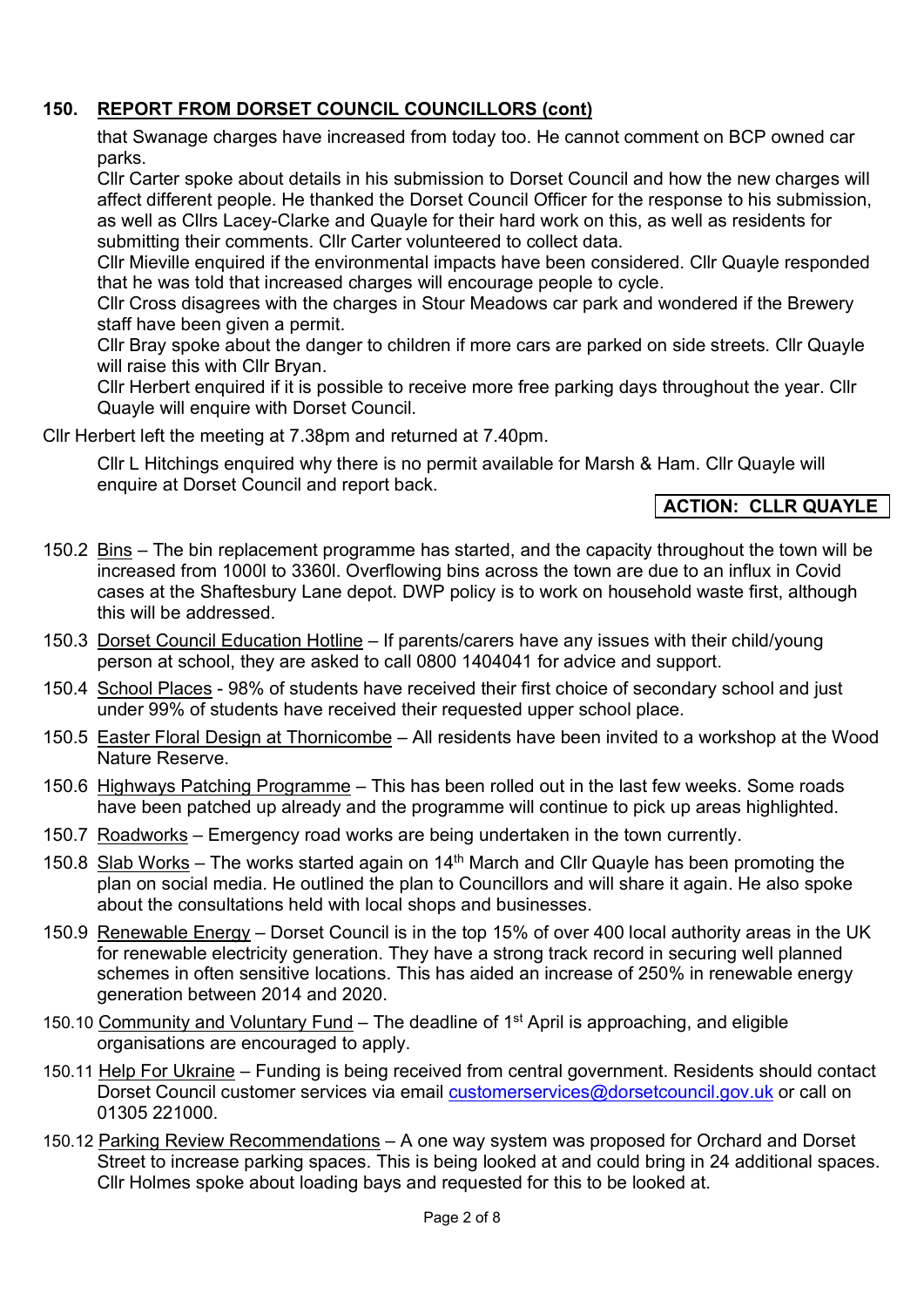## 150. REPORT FROM DORSET COUNCIL COUNCILLORS (cont)

that Swanage charges have increased from today too. He cannot comment on BCP owned car parks.

Cllr Carter spoke about details in his submission to Dorset Council and how the new charges will affect different people. He thanked the Dorset Council Officer for the response to his submission, as well as Cllrs Lacey-Clarke and Quayle for their hard work on this, as well as residents for submitting their comments. Cllr Carter volunteered to collect data.

Cllr Mieville enquired if the environmental impacts have been considered. Cllr Quayle responded that he was told that increased charges will encourage people to cycle.

Cllr Cross disagrees with the charges in Stour Meadows car park and wondered if the Brewery staff have been given a permit.

Cllr Bray spoke about the danger to children if more cars are parked on side streets. Cllr Quayle will raise this with Cllr Bryan.

Cllr Herbert enquired if it is possible to receive more free parking days throughout the year. Cllr Quayle will enquire with Dorset Council.

Cllr Herbert left the meeting at 7.38pm and returned at 7.40pm.

Cllr L Hitchings enquired why there is no permit available for Marsh & Ham. Cllr Quayle will enquire at Dorset Council and report back.

**ACTION: CLLR QUAYLE**

150.2 Bins – The bin replacement programme has started, and the capacity throughout the town will be increased from 1000l to 3360l. Overflowing bins across the town are due to an influx in Covid cases at the Shaftesbury Lane depot. DWP policy is to work on household waste first, although this will be addressed.

150.3 Dorset Council Education Hotline – If parents/carers have any issues with their child/young person at school, they are asked to call 0800 1404041 for advice and support.

150.4 School Places - 98% of students have received their first choice of secondary school and just under 99% of students have received their requested upper school place.

150.5 Easter Floral Design at Thornicombe – All residents have been invited to a workshop at the Wood Nature Reserve.

150.6 Highways Patching Programme – This has been rolled out in the last few weeks. Some roads have been patched up already and the programme will continue to pick up areas highlighted.

150.7 Roadworks – Emergency road works are being undertaken in the town currently.

150.8 Slab Works – The works started again on 14th March and Cllr Quayle has been promoting the plan on social media. He outlined the plan to Councillors and will share it again. He also spoke about the consultations held with local shops and businesses.

150.9 Renewable Energy – Dorset Council is in the top 15% of over 400 local authority areas in the UK for renewable electricity generation. They have a strong track record in securing well planned schemes in often sensitive locations. This has aided an increase of 250% in renewable energy generation between 2014 and 2020.

150.10 Community and Voluntary Fund – The deadline of 1st April is approaching, and eligible organisations are encouraged to apply.

150.11 Help For Ukraine – Funding is being received from central government. Residents should contact Dorset Council customer services via email customerservices@dorsetcouncil.gov.uk or call on 01305 221000.

150.12 Parking Review Recommendations – A one way system was proposed for Orchard and Dorset Street to increase parking spaces. This is being looked at and could bring in 24 additional spaces. Cllr Holmes spoke about loading bays and requested for this to be looked at.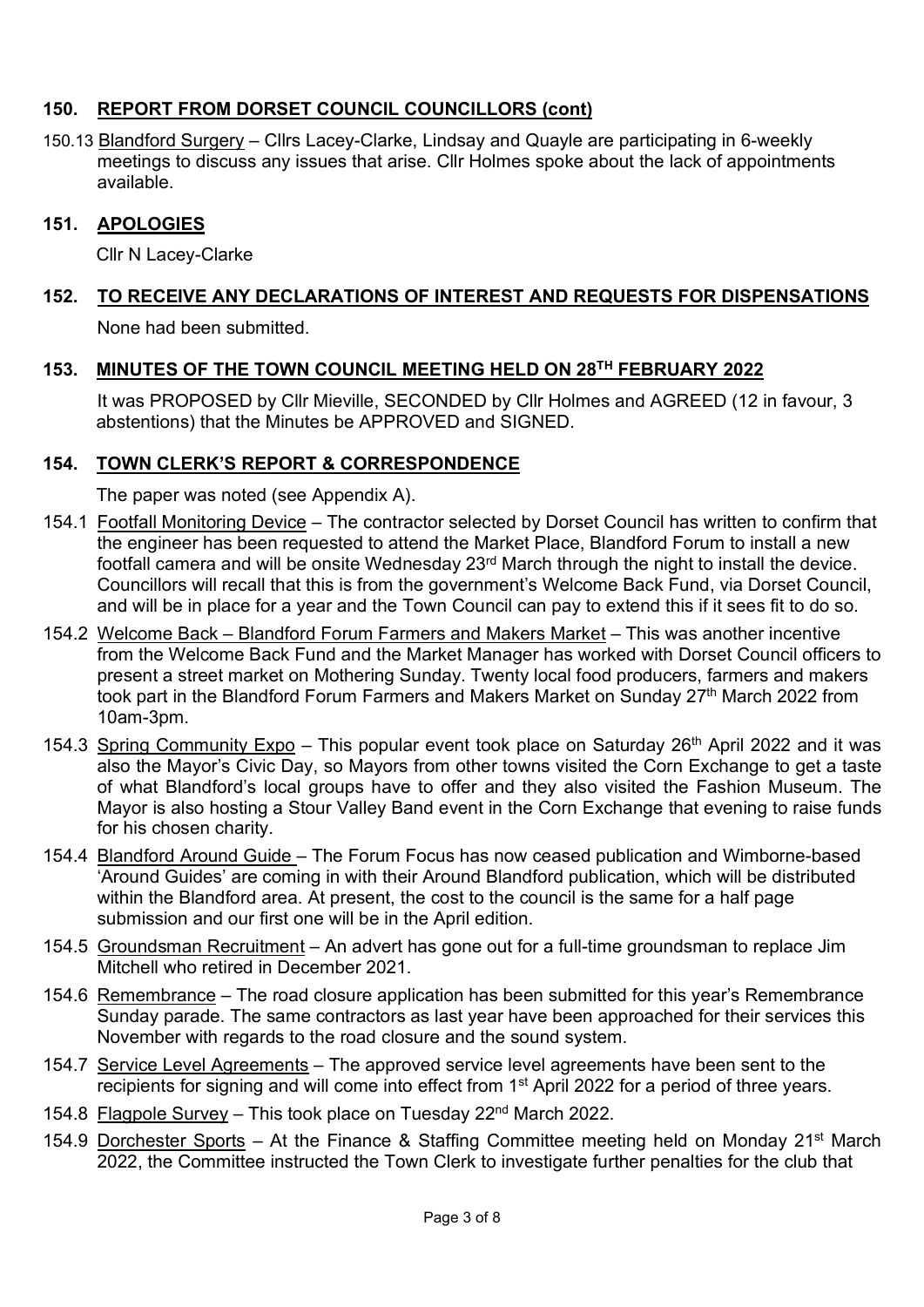## 150. REPORT FROM DORSET COUNCIL COUNCILLORS (cont)

150.13 Blandford Surgery – Cllrs Lacey-Clarke, Lindsay and Quayle are participating in 6-weekly meetings to discuss any issues that arise. Cllr Holmes spoke about the lack of appointments available.

## 151. APOLOGIES

Cllr N Lacey-Clarke

## 152. TO RECEIVE ANY DECLARATIONS OF INTEREST AND REQUESTS FOR DISPENSATIONS

None had been submitted.

## 153. MINUTES OF THE TOWN COUNCIL MEETING HELD ON 28TH FEBRUARY 2022

It was PROPOSED by Cllr Mieville, SECONDED by Cllr Holmes and AGREED (12 in favour, 3 abstentions) that the Minutes be APPROVED and SIGNED.

## 154. TOWN CLERK'S REPORT & CORRESPONDENCE

The paper was noted (see Appendix A).

154.1 Footfall Monitoring Device – The contractor selected by Dorset Council has written to confirm that the engineer has been requested to attend the Market Place, Blandford Forum to install a new footfall camera and will be onsite Wednesday 23rd March through the night to install the device. Councillors will recall that this is from the government's Welcome Back Fund, via Dorset Council, and will be in place for a year and the Town Council can pay to extend this if it sees fit to do so.

154.2 Welcome Back – Blandford Forum Farmers and Makers Market – This was another incentive from the Welcome Back Fund and the Market Manager has worked with Dorset Council officers to present a street market on Mothering Sunday. Twenty local food producers, farmers and makers took part in the Blandford Forum Farmers and Makers Market on Sunday 27th March 2022 from 10am-3pm.

154.3 Spring Community Expo – This popular event took place on Saturday 26th April 2022 and it was also the Mayor's Civic Day, so Mayors from other towns visited the Corn Exchange to get a taste of what Blandford's local groups have to offer and they also visited the Fashion Museum. The Mayor is also hosting a Stour Valley Band event in the Corn Exchange that evening to raise funds for his chosen charity.

154.4 Blandford Around Guide – The Forum Focus has now ceased publication and Wimborne-based 'Around Guides' are coming in with their Around Blandford publication, which will be distributed within the Blandford area. At present, the cost to the council is the same for a half page submission and our first one will be in the April edition.

154.5 Groundsman Recruitment – An advert has gone out for a full-time groundsman to replace Jim Mitchell who retired in December 2021.

154.6 Remembrance – The road closure application has been submitted for this year's Remembrance Sunday parade. The same contractors as last year have been approached for their services this November with regards to the road closure and the sound system.

154.7 Service Level Agreements – The approved service level agreements have been sent to the recipients for signing and will come into effect from 1st April 2022 for a period of three years.

154.8 Flagpole Survey – This took place on Tuesday 22nd March 2022.

154.9 Dorchester Sports – At the Finance & Staffing Committee meeting held on Monday 21st March 2022, the Committee instructed the Town Clerk to investigate further penalties for the club that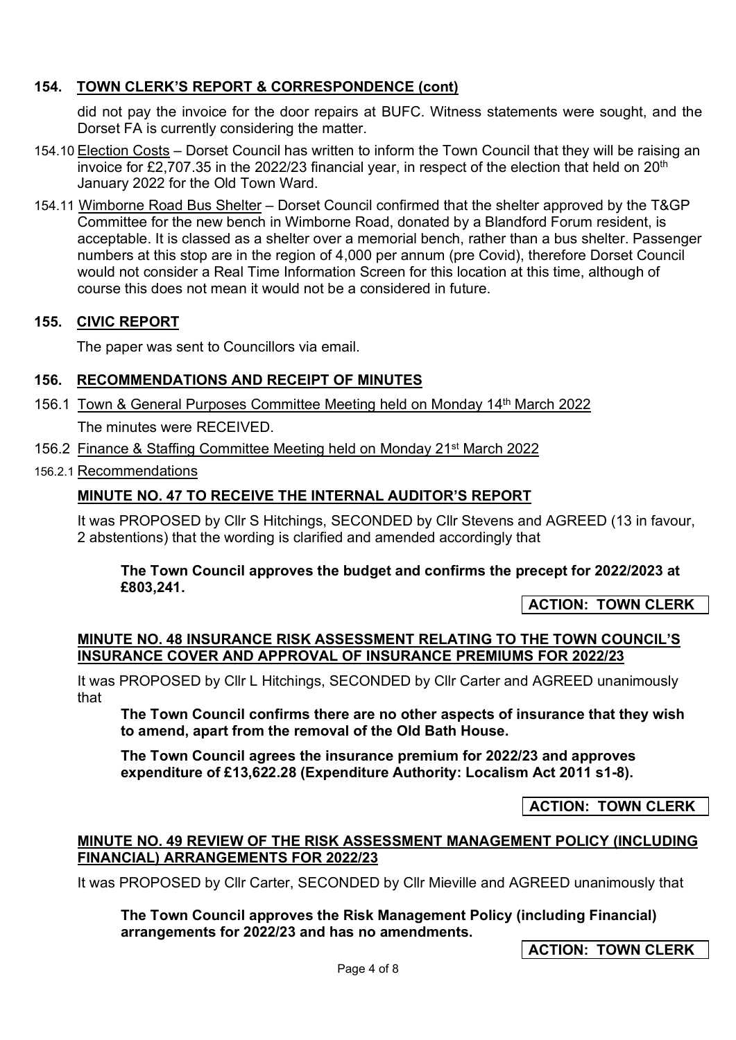## 154. TOWN CLERK'S REPORT & CORRESPONDENCE (cont)

did not pay the invoice for the door repairs at BUFC. Witness statements were sought, and the Dorset FA is currently considering the matter.

154.10 Election Costs – Dorset Council has written to inform the Town Council that they will be raising an invoice for £2,707.35 in the 2022/23 financial year, in respect of the election that held on 20th January 2022 for the Old Town Ward.

154.11 Wimborne Road Bus Shelter – Dorset Council confirmed that the shelter approved by the T&GP Committee for the new bench in Wimborne Road, donated by a Blandford Forum resident, is acceptable. It is classed as a shelter over a memorial bench, rather than a bus shelter. Passenger numbers at this stop are in the region of 4,000 per annum (pre Covid), therefore Dorset Council would not consider a Real Time Information Screen for this location at this time, although of course this does not mean it would not be a considered in future.

## 155. CIVIC REPORT

The paper was sent to Councillors via email.

## 156. RECOMMENDATIONS AND RECEIPT OF MINUTES

156.1 Town & General Purposes Committee Meeting held on Monday 14th March 2022

The minutes were RECEIVED.

156.2 Finance & Staffing Committee Meeting held on Monday 21st March 2022

156.2.1 Recommendations

**MINUTE NO. 47 TO RECEIVE THE INTERNAL AUDITOR'S REPORT**

It was PROPOSED by Cllr S Hitchings, SECONDED by Cllr Stevens and AGREED (13 in favour, 2 abstentions) that the wording is clarified and amended accordingly that

**The Town Council approves the budget and confirms the precept for 2022/2023 at £803,241.**

**ACTION: TOWN CLERK**

**MINUTE NO. 48 INSURANCE RISK ASSESSMENT RELATING TO THE TOWN COUNCIL'S INSURANCE COVER AND APPROVAL OF INSURANCE PREMIUMS FOR 2022/23**

It was PROPOSED by Cllr L Hitchings, SECONDED by Cllr Carter and AGREED unanimously that

**The Town Council confirms there are no other aspects of insurance that they wish to amend, apart from the removal of the Old Bath House.**

**The Town Council agrees the insurance premium for 2022/23 and approves expenditure of £13,622.28 (Expenditure Authority: Localism Act 2011 s1-8).**

**ACTION: TOWN CLERK**

**MINUTE NO. 49 REVIEW OF THE RISK ASSESSMENT MANAGEMENT POLICY (INCLUDING FINANCIAL) ARRANGEMENTS FOR 2022/23**

It was PROPOSED by Cllr Carter, SECONDED by Cllr Mieville and AGREED unanimously that

**The Town Council approves the Risk Management Policy (including Financial) arrangements for 2022/23 and has no amendments.**

**ACTION: TOWN CLERK**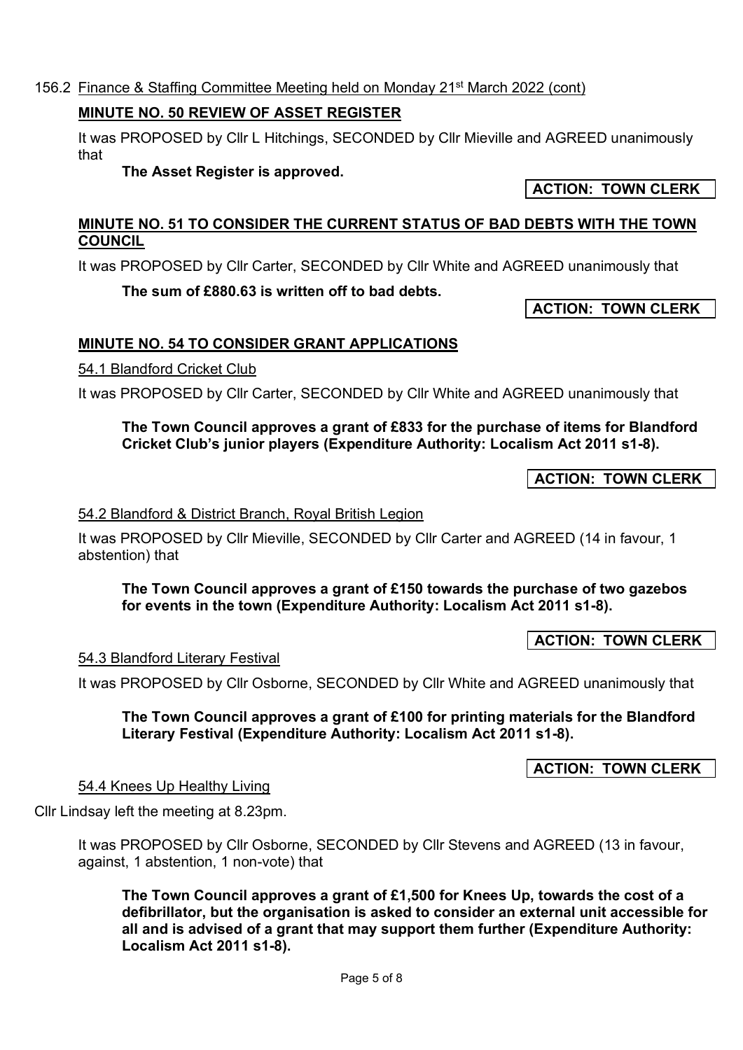156.2 Finance & Staffing Committee Meeting held on Monday 21st March 2022 (cont)

**MINUTE NO. 50 REVIEW OF ASSET REGISTER**

It was PROPOSED by Cllr L Hitchings, SECONDED by Cllr Mieville and AGREED unanimously that

**The Asset Register is approved.**

**ACTION: TOWN CLERK**

**MINUTE NO. 51 TO CONSIDER THE CURRENT STATUS OF BAD DEBTS WITH THE TOWN COUNCIL**

It was PROPOSED by Cllr Carter, SECONDED by Cllr White and AGREED unanimously that

**The sum of £880.63 is written off to bad debts.**

**ACTION: TOWN CLERK**

**MINUTE NO. 54 TO CONSIDER GRANT APPLICATIONS**

54.1 Blandford Cricket Club

It was PROPOSED by Cllr Carter, SECONDED by Cllr White and AGREED unanimously that

**The Town Council approves a grant of £833 for the purchase of items for Blandford Cricket Club's junior players (Expenditure Authority: Localism Act 2011 s1-8).**

**ACTION: TOWN CLERK**

54.2 Blandford & District Branch, Royal British Legion

It was PROPOSED by Cllr Mieville, SECONDED by Cllr Carter and AGREED (14 in favour, 1 abstention) that

**The Town Council approves a grant of £150 towards the purchase of two gazebos for events in the town (Expenditure Authority: Localism Act 2011 s1-8).**

**ACTION: TOWN CLERK**

54.3 Blandford Literary Festival

It was PROPOSED by Cllr Osborne, SECONDED by Cllr White and AGREED unanimously that

**The Town Council approves a grant of £100 for printing materials for the Blandford Literary Festival (Expenditure Authority: Localism Act 2011 s1-8).**

**ACTION: TOWN CLERK**

54.4 Knees Up Healthy Living

Cllr Lindsay left the meeting at 8.23pm.

It was PROPOSED by Cllr Osborne, SECONDED by Cllr Stevens and AGREED (13 in favour, against, 1 abstention, 1 non-vote) that

**The Town Council approves a grant of £1,500 for Knees Up, towards the cost of a defibrillator, but the organisation is asked to consider an external unit accessible for all and is advised of a grant that may support them further (Expenditure Authority: Localism Act 2011 s1-8).**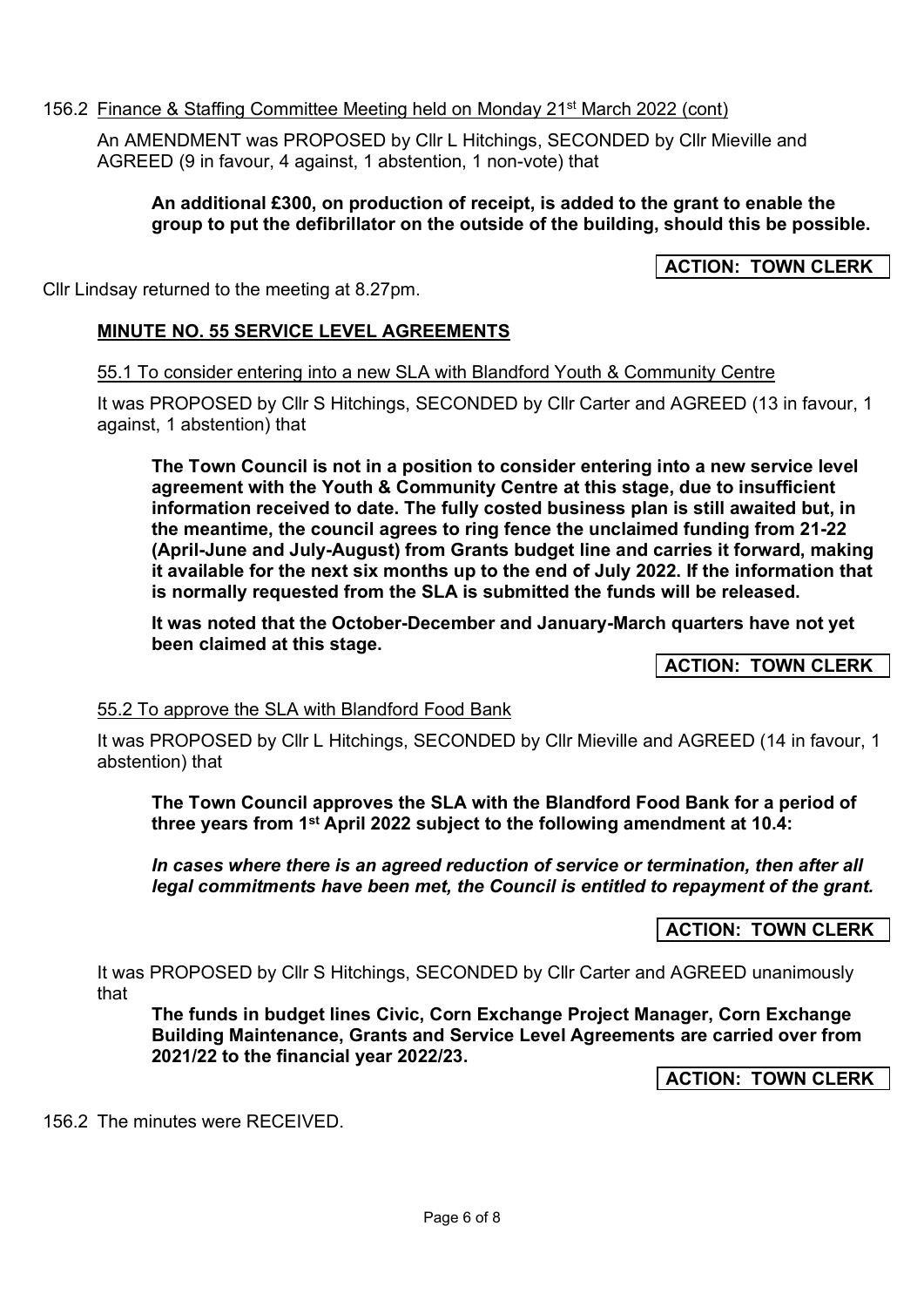156.2 Finance & Staffing Committee Meeting held on Monday 21st March 2022 (cont)

An AMENDMENT was PROPOSED by Cllr L Hitchings, SECONDED by Cllr Mieville and AGREED (9 in favour, 4 against, 1 abstention, 1 non-vote) that

**An additional £300, on production of receipt, is added to the grant to enable the group to put the defibrillator on the outside of the building, should this be possible.**

**ACTION: TOWN CLERK**

Cllr Lindsay returned to the meeting at 8.27pm.

**MINUTE NO. 55 SERVICE LEVEL AGREEMENTS**

55.1 To consider entering into a new SLA with Blandford Youth & Community Centre

It was PROPOSED by Cllr S Hitchings, SECONDED by Cllr Carter and AGREED (13 in favour, 1 against, 1 abstention) that

**The Town Council is not in a position to consider entering into a new service level agreement with the Youth & Community Centre at this stage, due to insufficient information received to date. The fully costed business plan is still awaited but, in the meantime, the council agrees to ring fence the unclaimed funding from 21-22 (April-June and July-August) from Grants budget line and carries it forward, making it available for the next six months up to the end of July 2022. If the information that is normally requested from the SLA is submitted the funds will be released.**

**It was noted that the October-December and January-March quarters have not yet been claimed at this stage.**

**ACTION: TOWN CLERK**

55.2 To approve the SLA with Blandford Food Bank

It was PROPOSED by Cllr L Hitchings, SECONDED by Cllr Mieville and AGREED (14 in favour, 1 abstention) that

**The Town Council approves the SLA with the Blandford Food Bank for a period of three years from 1st April 2022 subject to the following amendment at 10.4:**

***In cases where there is an agreed reduction of service or termination, then after all legal commitments have been met, the Council is entitled to repayment of the grant.***

**ACTION: TOWN CLERK**

It was PROPOSED by Cllr S Hitchings, SECONDED by Cllr Carter and AGREED unanimously that

**The funds in budget lines Civic, Corn Exchange Project Manager, Corn Exchange Building Maintenance, Grants and Service Level Agreements are carried over from 2021/22 to the financial year 2022/23.**

**ACTION: TOWN CLERK**

156.2 The minutes were RECEIVED.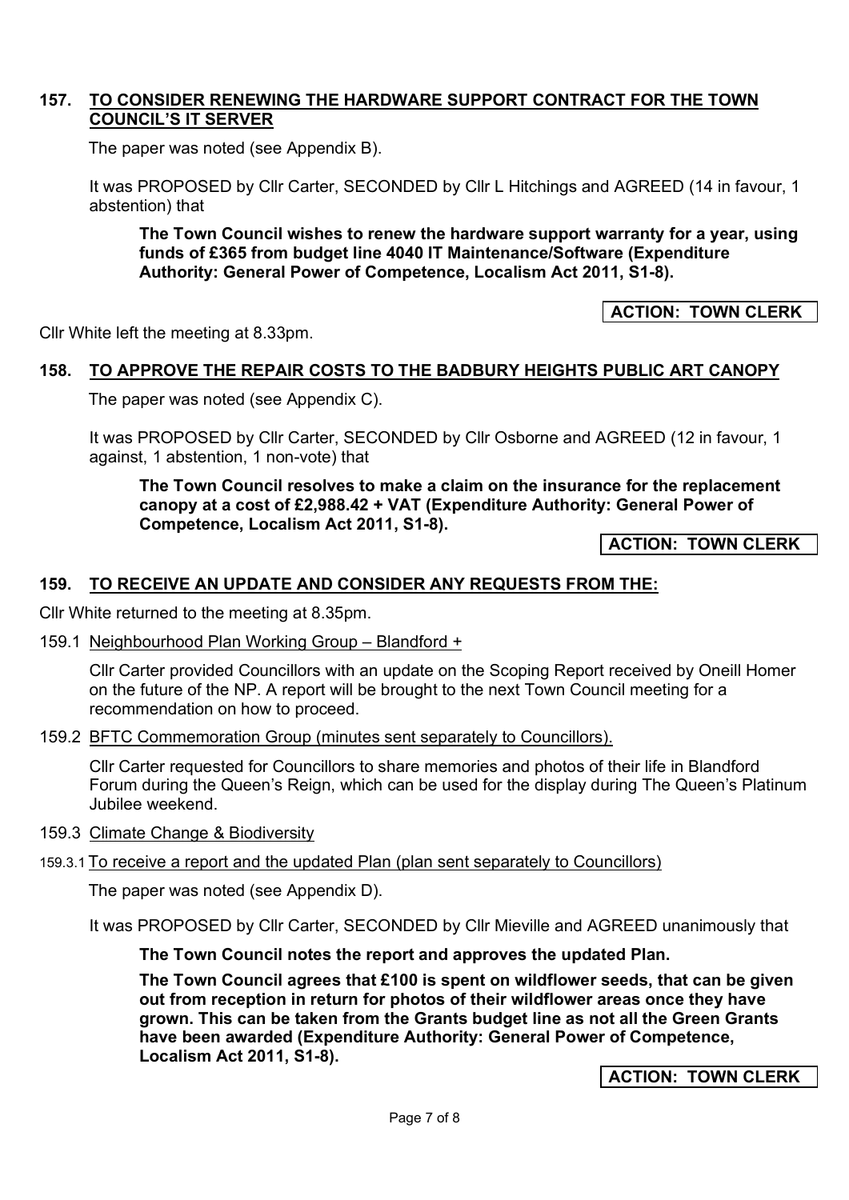## 157. TO CONSIDER RENEWING THE HARDWARE SUPPORT CONTRACT FOR THE TOWN COUNCIL'S IT SERVER

The paper was noted (see Appendix B).

It was PROPOSED by Cllr Carter, SECONDED by Cllr L Hitchings and AGREED (14 in favour, 1 abstention) that

> **The Town Council wishes to renew the hardware support warranty for a year, using funds of £365 from budget line 4040 IT Maintenance/Software (Expenditure Authority: General Power of Competence, Localism Act 2011, S1-8).**

**ACTION: TOWN CLERK**

Cllr White left the meeting at 8.33pm.

## 158. TO APPROVE THE REPAIR COSTS TO THE BADBURY HEIGHTS PUBLIC ART CANOPY

The paper was noted (see Appendix C).

It was PROPOSED by Cllr Carter, SECONDED by Cllr Osborne and AGREED (12 in favour, 1 against, 1 abstention, 1 non-vote) that

> **The Town Council resolves to make a claim on the insurance for the replacement canopy at a cost of £2,988.42 + VAT (Expenditure Authority: General Power of Competence, Localism Act 2011, S1-8).**

**ACTION: TOWN CLERK**

## 159. TO RECEIVE AN UPDATE AND CONSIDER ANY REQUESTS FROM THE:

Cllr White returned to the meeting at 8.35pm.

159.1 Neighbourhood Plan Working Group – Blandford +

Cllr Carter provided Councillors with an update on the Scoping Report received by Oneill Homer on the future of the NP. A report will be brought to the next Town Council meeting for a recommendation on how to proceed.

159.2 BFTC Commemoration Group (minutes sent separately to Councillors).

Cllr Carter requested for Councillors to share memories and photos of their life in Blandford Forum during the Queen's Reign, which can be used for the display during The Queen's Platinum Jubilee weekend.

159.3 Climate Change & Biodiversity

159.3.1 To receive a report and the updated Plan (plan sent separately to Councillors)

The paper was noted (see Appendix D).

It was PROPOSED by Cllr Carter, SECONDED by Cllr Mieville and AGREED unanimously that

> **The Town Council notes the report and approves the updated Plan.**
>
> **The Town Council agrees that £100 is spent on wildflower seeds, that can be given out from reception in return for photos of their wildflower areas once they have grown. This can be taken from the Grants budget line as not all the Green Grants have been awarded (Expenditure Authority: General Power of Competence, Localism Act 2011, S1-8).**

**ACTION: TOWN CLERK**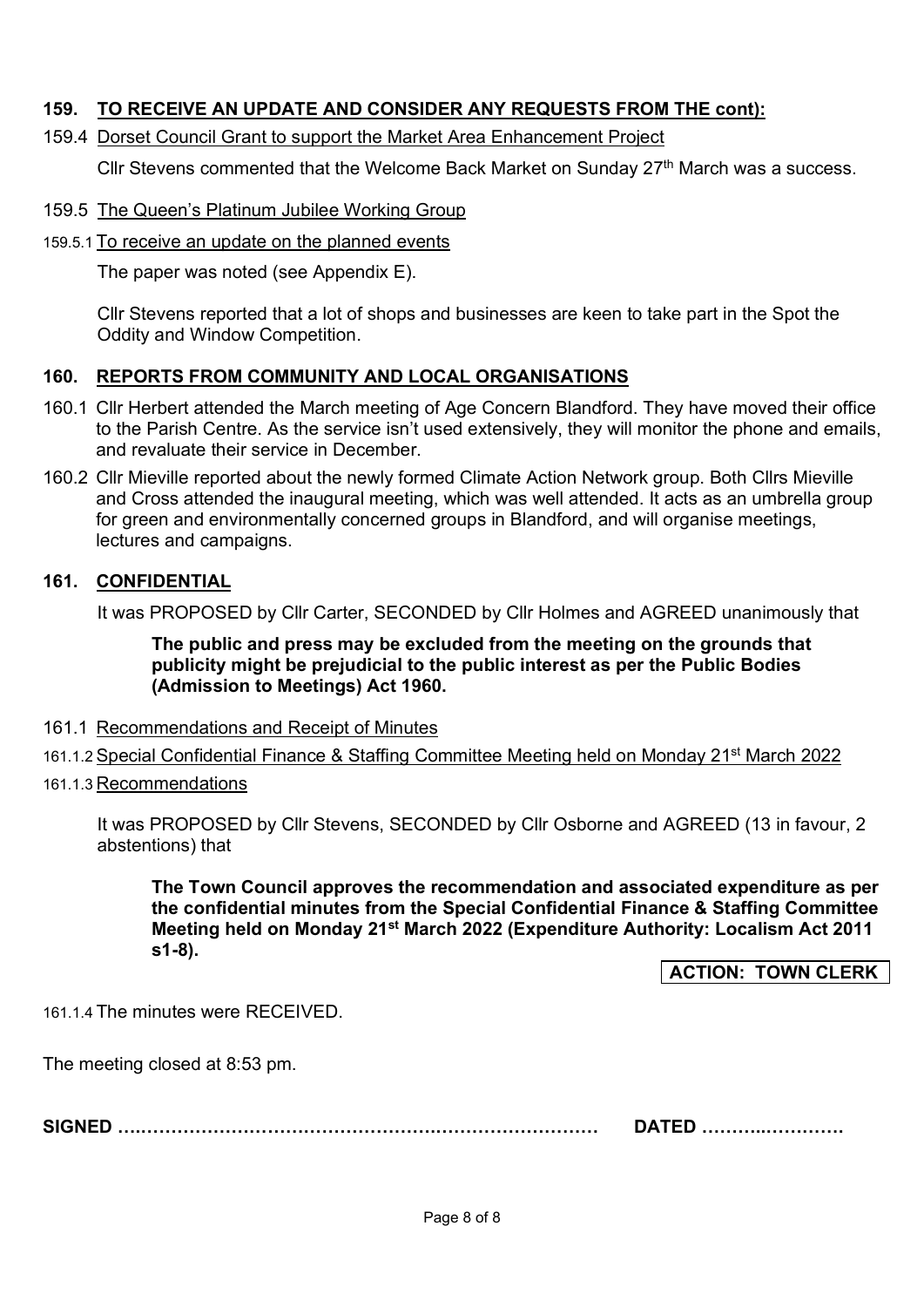## 159. TO RECEIVE AN UPDATE AND CONSIDER ANY REQUESTS FROM THE cont):

159.4 Dorset Council Grant to support the Market Area Enhancement Project

Cllr Stevens commented that the Welcome Back Market on Sunday 27th March was a success.

159.5 The Queen's Platinum Jubilee Working Group

159.5.1 To receive an update on the planned events

The paper was noted (see Appendix E).

Cllr Stevens reported that a lot of shops and businesses are keen to take part in the Spot the Oddity and Window Competition.

## 160. REPORTS FROM COMMUNITY AND LOCAL ORGANISATIONS

160.1 Cllr Herbert attended the March meeting of Age Concern Blandford. They have moved their office to the Parish Centre. As the service isn't used extensively, they will monitor the phone and emails, and revaluate their service in December.

160.2 Cllr Mieville reported about the newly formed Climate Action Network group. Both Cllrs Mieville and Cross attended the inaugural meeting, which was well attended. It acts as an umbrella group for green and environmentally concerned groups in Blandford, and will organise meetings, lectures and campaigns.

## 161. CONFIDENTIAL

It was PROPOSED by Cllr Carter, SECONDED by Cllr Holmes and AGREED unanimously that

**The public and press may be excluded from the meeting on the grounds that publicity might be prejudicial to the public interest as per the Public Bodies (Admission to Meetings) Act 1960.**

161.1 Recommendations and Receipt of Minutes

161.1.2 Special Confidential Finance & Staffing Committee Meeting held on Monday 21st March 2022

161.1.3 Recommendations

It was PROPOSED by Cllr Stevens, SECONDED by Cllr Osborne and AGREED (13 in favour, 2 abstentions) that

**The Town Council approves the recommendation and associated expenditure as per the confidential minutes from the Special Confidential Finance & Staffing Committee Meeting held on Monday 21st March 2022 (Expenditure Authority: Localism Act 2011 s1-8).**

**ACTION: TOWN CLERK**

161.1.4 The minutes were RECEIVED.

The meeting closed at 8:53 pm.

**SIGNED …………………………………………………………………… DATED ……………………**